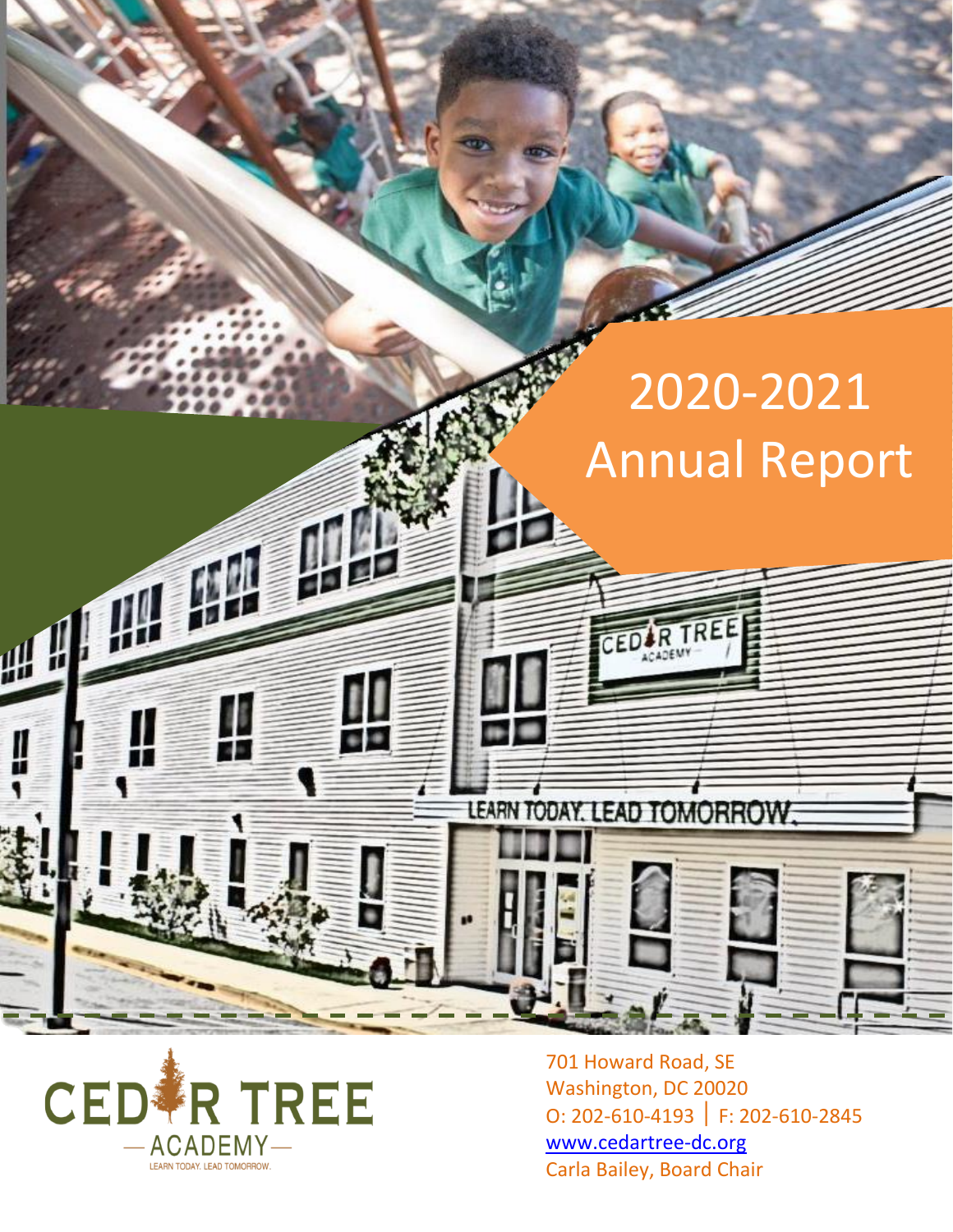# 2020-2021 Annual Report

CEDAR TREE ACADEMY

LEARN TODAY. LEAD TOMORROW.

701 Howard Road, SE
Washington, DC 20020
O: 202-610-4193 | F: 202-610-2845
www.cedartree-dc.org
Carla Bailey, Board Chair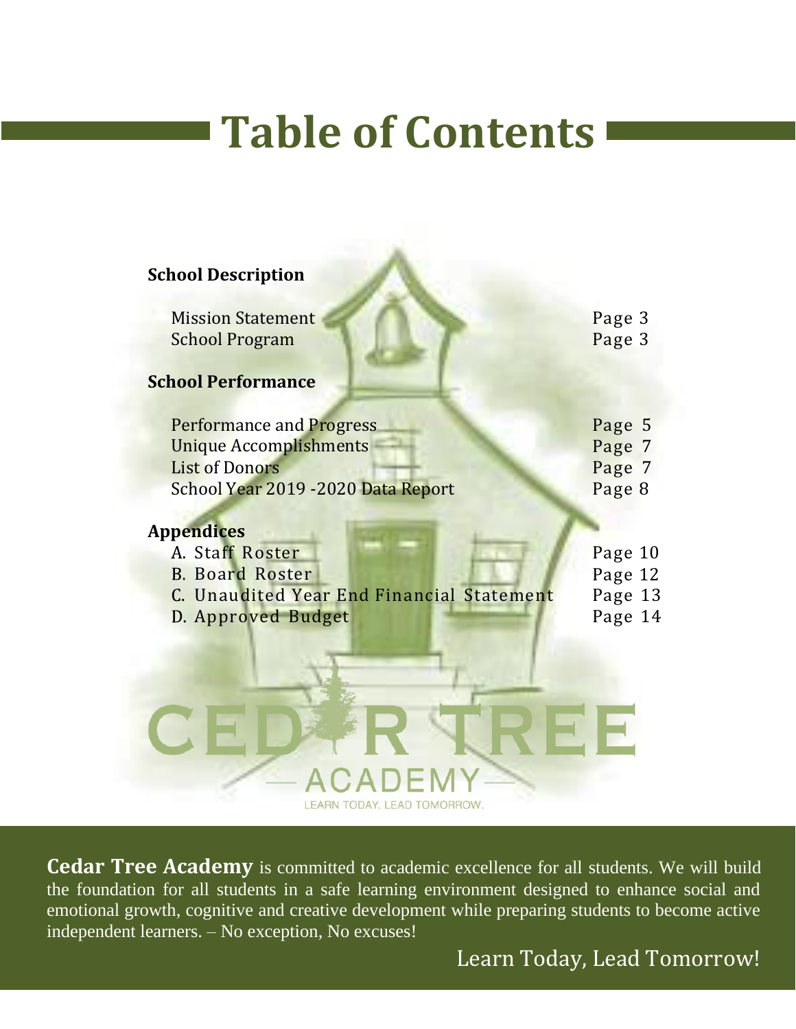# Table of Contents

**School Description**

| | |
|---|---|
| Mission Statement | Page 3 |
| School Program | Page 3 |

**School Performance**

| | |
|---|---|
| Performance and Progress | Page 5 |
| Unique Accomplishments | Page 7 |
| List of Donors | Page 7 |
| School Year 2019 -2020 Data Report | Page 8 |

**Appendices**

| | |
|---|---|
| A. Staff Roster | Page 10 |
| B. Board Roster | Page 12 |
| C. Unaudited Year End Financial Statement | Page 13 |
| D. Approved Budget | Page 14 |

CEDAR TREE ACADEMY

LEARN TODAY. LEAD TOMORROW.

**Cedar Tree Academy** is committed to academic excellence for all students. We will build the foundation for all students in a safe learning environment designed to enhance social and emotional growth, cognitive and creative development while preparing students to become active independent learners. – No exception, No excuses!

Learn Today, Lead Tomorrow!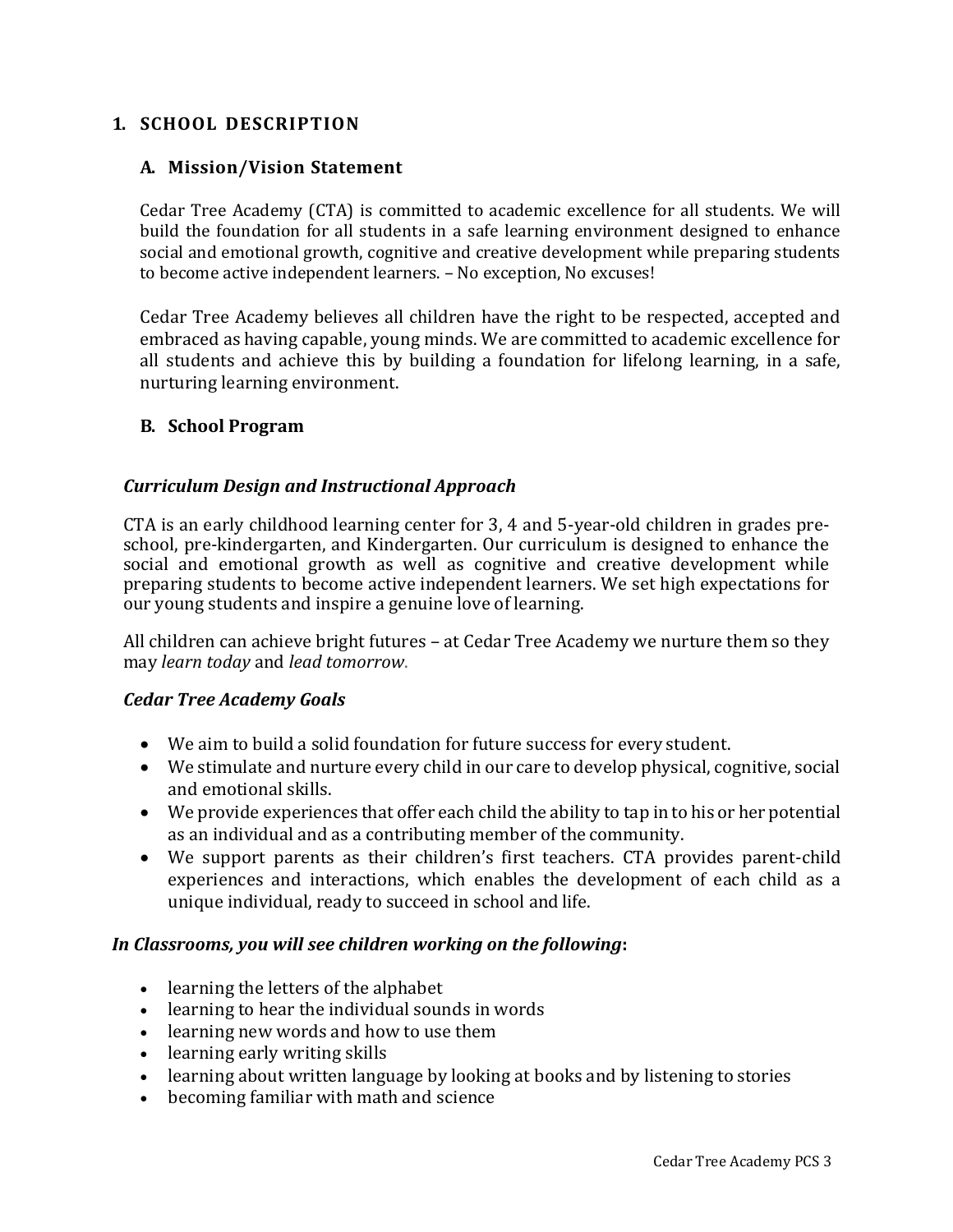# 1. SCHOOL DESCRIPTION

## A. Mission/Vision Statement

Cedar Tree Academy (CTA) is committed to academic excellence for all students. We will build the foundation for all students in a safe learning environment designed to enhance social and emotional growth, cognitive and creative development while preparing students to become active independent learners. – No exception, No excuses!

Cedar Tree Academy believes all children have the right to be respected, accepted and embraced as having capable, young minds. We are committed to academic excellence for all students and achieve this by building a foundation for lifelong learning, in a safe, nurturing learning environment.

## B. School Program

### *Curriculum Design and Instructional Approach*

CTA is an early childhood learning center for 3, 4 and 5-year-old children in grades pre-school, pre-kindergarten, and Kindergarten. Our curriculum is designed to enhance the social and emotional growth as well as cognitive and creative development while preparing students to become active independent learners. We set high expectations for our young students and inspire a genuine love of learning.

All children can achieve bright futures – at Cedar Tree Academy we nurture them so they may *learn today* and *lead tomorrow*.

### *Cedar Tree Academy Goals*

- We aim to build a solid foundation for future success for every student.
- We stimulate and nurture every child in our care to develop physical, cognitive, social and emotional skills.
- We provide experiences that offer each child the ability to tap in to his or her potential as an individual and as a contributing member of the community.
- We support parents as their children's first teachers. CTA provides parent-child experiences and interactions, which enables the development of each child as a unique individual, ready to succeed in school and life.

### *In Classrooms, you will see children working on the following*:

- learning the letters of the alphabet
- learning to hear the individual sounds in words
- learning new words and how to use them
- learning early writing skills
- learning about written language by looking at books and by listening to stories
- becoming familiar with math and science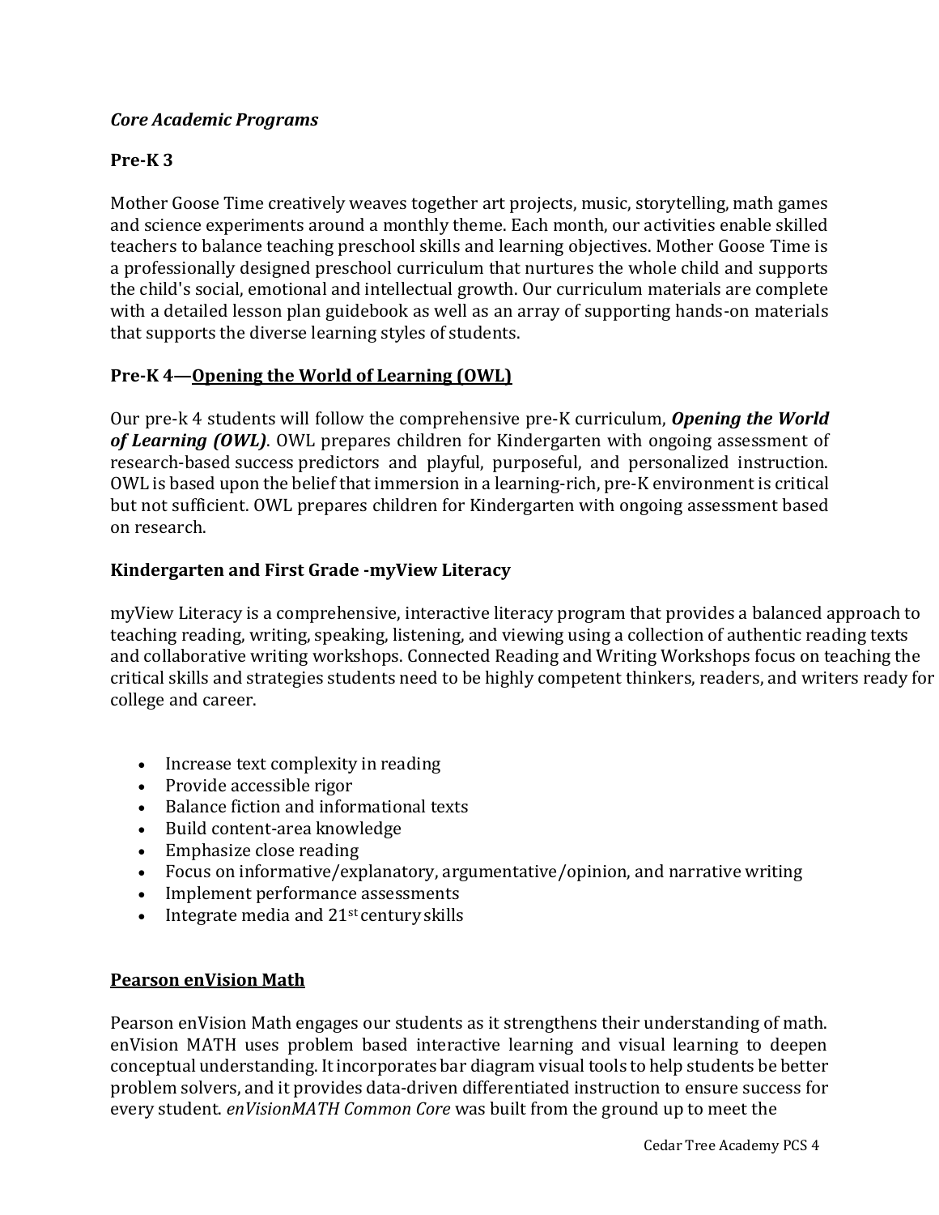### *Core Academic Programs*

### Pre-K 3

Mother Goose Time creatively weaves together art projects, music, storytelling, math games and science experiments around a monthly theme. Each month, our activities enable skilled teachers to balance teaching preschool skills and learning objectives. Mother Goose Time is a professionally designed preschool curriculum that nurtures the whole child and supports the child's social, emotional and intellectual growth. Our curriculum materials are complete with a detailed lesson plan guidebook as well as an array of supporting hands-on materials that supports the diverse learning styles of students.

### Pre-K 4—Opening the World of Learning (OWL)

Our pre-k 4 students will follow the comprehensive pre-K curriculum, ***Opening the World of Learning (OWL)***. OWL prepares children for Kindergarten with ongoing assessment of research-based success predictors and playful, purposeful, and personalized instruction. OWL is based upon the belief that immersion in a learning-rich, pre-K environment is critical but not sufficient. OWL prepares children for Kindergarten with ongoing assessment based on research.

### Kindergarten and First Grade -myView Literacy

myView Literacy is a comprehensive, interactive literacy program that provides a balanced approach to teaching reading, writing, speaking, listening, and viewing using a collection of authentic reading texts and collaborative writing workshops. Connected Reading and Writing Workshops focus on teaching the critical skills and strategies students need to be highly competent thinkers, readers, and writers ready for college and career.

- Increase text complexity in reading
- Provide accessible rigor
- Balance fiction and informational texts
- Build content-area knowledge
- Emphasize close reading
- Focus on informative/explanatory, argumentative/opinion, and narrative writing
- Implement performance assessments
- Integrate media and 21st century skills

### Pearson enVision Math

Pearson enVision Math engages our students as it strengthens their understanding of math. enVision MATH uses problem based interactive learning and visual learning to deepen conceptual understanding. It incorporates bar diagram visual tools to help students be better problem solvers, and it provides data-driven differentiated instruction to ensure success for every student. *enVisionMATH Common Core* was built from the ground up to meet the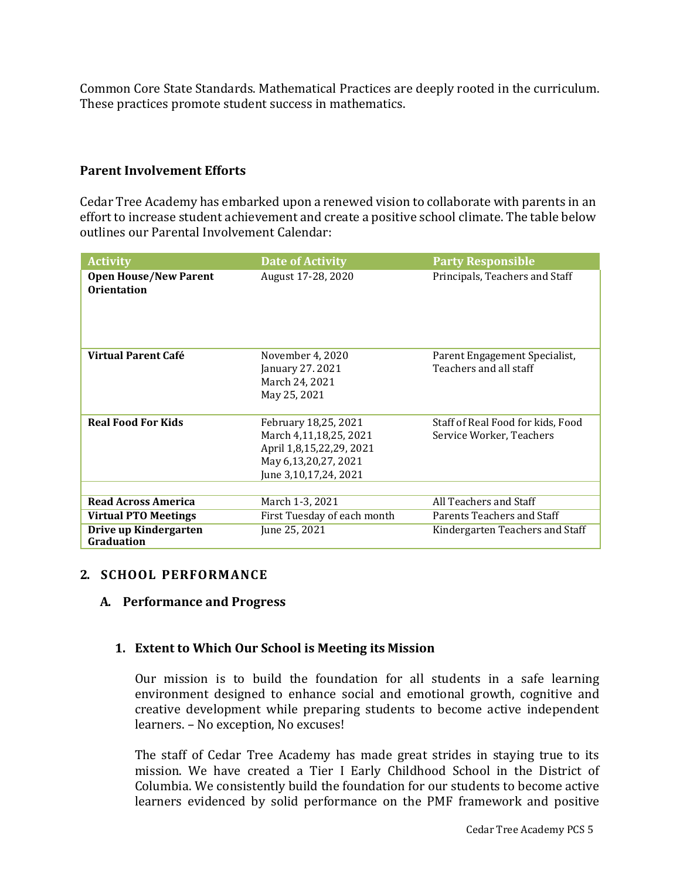Common Core State Standards. Mathematical Practices are deeply rooted in the curriculum. These practices promote student success in mathematics.

### Parent Involvement Efforts

Cedar Tree Academy has embarked upon a renewed vision to collaborate with parents in an effort to increase student achievement and create a positive school climate. The table below outlines our Parental Involvement Calendar:

| Activity | Date of Activity | Party Responsible |
|---|---|---|
| **Open House/New Parent Orientation** | August 17-28, 2020 | Principals, Teachers and Staff |
| **Virtual Parent Café** | November 4, 2020<br>January 27. 2021<br>March 24, 2021<br>May 25, 2021 | Parent Engagement Specialist, Teachers and all staff |
| **Real Food For Kids** | February 18,25, 2021<br>March 4,11,18,25, 2021<br>April 1,8,15,22,29, 2021<br>May 6,13,20,27, 2021<br>June 3,10,17,24, 2021 | Staff of Real Food for kids, Food Service Worker, Teachers |
| | | |
| **Read Across America** | March 1-3, 2021 | All Teachers and Staff |
| **Virtual PTO Meetings** | First Tuesday of each month | Parents Teachers and Staff |
| **Drive up Kindergarten Graduation** | June 25, 2021 | Kindergarten Teachers and Staff |

## 2. SCHOOL PERFORMANCE

### A. Performance and Progress

#### 1. Extent to Which Our School is Meeting its Mission

Our mission is to build the foundation for all students in a safe learning environment designed to enhance social and emotional growth, cognitive and creative development while preparing students to become active independent learners. – No exception, No excuses!

The staff of Cedar Tree Academy has made great strides in staying true to its mission. We have created a Tier I Early Childhood School in the District of Columbia. We consistently build the foundation for our students to become active learners evidenced by solid performance on the PMF framework and positive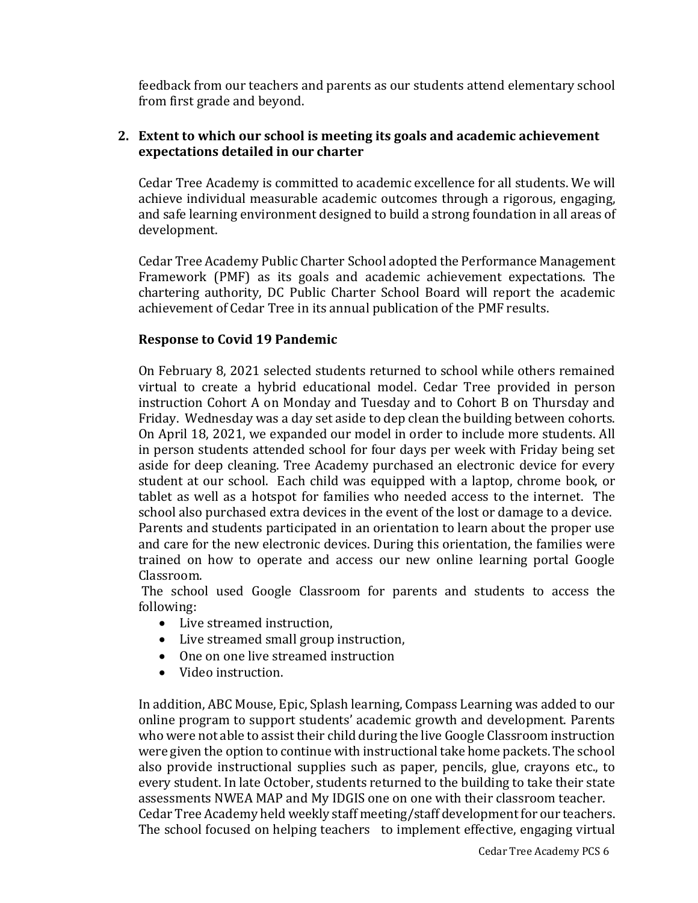feedback from our teachers and parents as our students attend elementary school from first grade and beyond.

**2. Extent to which our school is meeting its goals and academic achievement expectations detailed in our charter**

Cedar Tree Academy is committed to academic excellence for all students. We will achieve individual measurable academic outcomes through a rigorous, engaging, and safe learning environment designed to build a strong foundation in all areas of development.

Cedar Tree Academy Public Charter School adopted the Performance Management Framework (PMF) as its goals and academic achievement expectations. The chartering authority, DC Public Charter School Board will report the academic achievement of Cedar Tree in its annual publication of the PMF results.

**Response to Covid 19 Pandemic**

On February 8, 2021 selected students returned to school while others remained virtual to create a hybrid educational model. Cedar Tree provided in person instruction Cohort A on Monday and Tuesday and to Cohort B on Thursday and Friday. Wednesday was a day set aside to dep clean the building between cohorts. On April 18, 2021, we expanded our model in order to include more students. All in person students attended school for four days per week with Friday being set aside for deep cleaning. Tree Academy purchased an electronic device for every student at our school. Each child was equipped with a laptop, chrome book, or tablet as well as a hotspot for families who needed access to the internet. The school also purchased extra devices in the event of the lost or damage to a device. Parents and students participated in an orientation to learn about the proper use and care for the new electronic devices. During this orientation, the families were trained on how to operate and access our new online learning portal Google Classroom.

The school used Google Classroom for parents and students to access the following:

- Live streamed instruction,
- Live streamed small group instruction,
- One on one live streamed instruction
- Video instruction.

In addition, ABC Mouse, Epic, Splash learning, Compass Learning was added to our online program to support students' academic growth and development. Parents who were not able to assist their child during the live Google Classroom instruction were given the option to continue with instructional take home packets. The school also provide instructional supplies such as paper, pencils, glue, crayons etc., to every student. In late October, students returned to the building to take their state assessments NWEA MAP and My IDGIS one on one with their classroom teacher.
Cedar Tree Academy held weekly staff meeting/staff development for our teachers. The school focused on helping teachers to implement effective, engaging virtual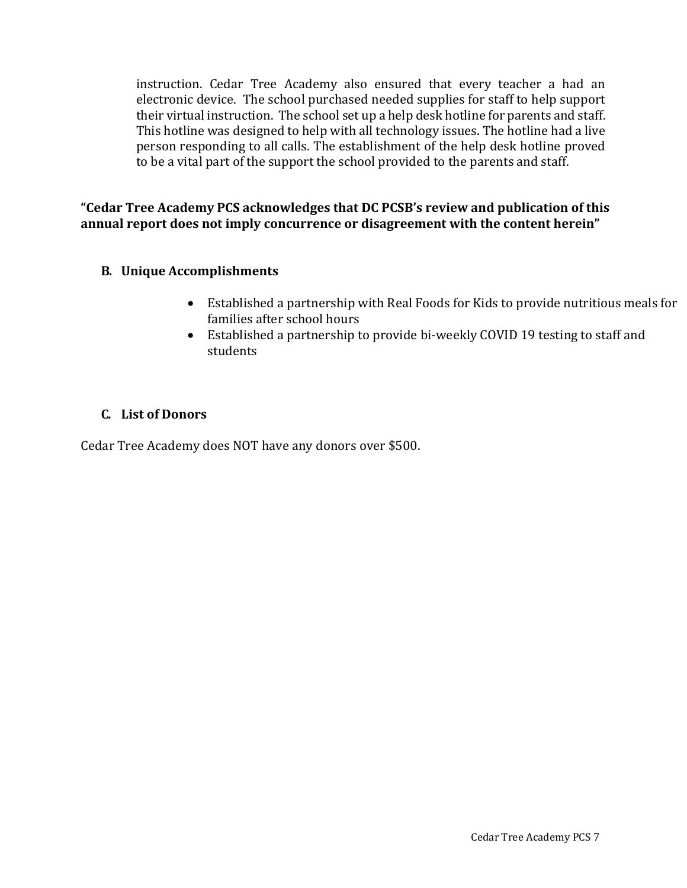instruction. Cedar Tree Academy also ensured that every teacher a had an electronic device. The school purchased needed supplies for staff to help support their virtual instruction. The school set up a help desk hotline for parents and staff. This hotline was designed to help with all technology issues. The hotline had a live person responding to all calls. The establishment of the help desk hotline proved to be a vital part of the support the school provided to the parents and staff.

**"Cedar Tree Academy PCS acknowledges that DC PCSB's review and publication of this annual report does not imply concurrence or disagreement with the content herein"**

### B. Unique Accomplishments

- Established a partnership with Real Foods for Kids to provide nutritious meals for families after school hours
- Established a partnership to provide bi-weekly COVID 19 testing to staff and students

### C. List of Donors

Cedar Tree Academy does NOT have any donors over $500.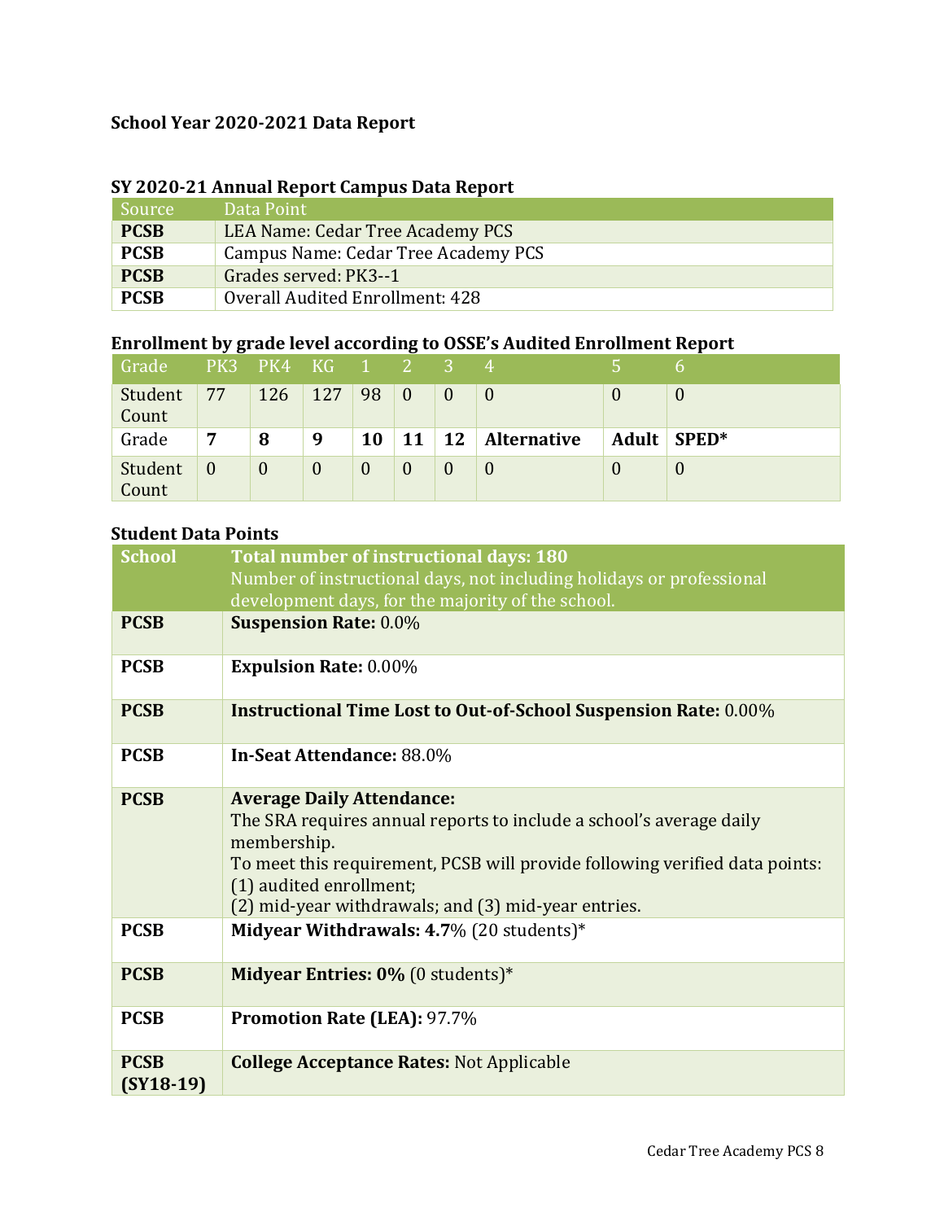### School Year 2020-2021 Data Report

### SY 2020-21 Annual Report Campus Data Report

| Source | Data Point |
|---|---|
| **PCSB** | LEA Name: Cedar Tree Academy PCS |
| **PCSB** | Campus Name: Cedar Tree Academy PCS |
| **PCSB** | Grades served: PK3--1 |
| **PCSB** | Overall Audited Enrollment: 428 |

### Enrollment by grade level according to OSSE's Audited Enrollment Report

| Grade | PK3 | PK4 | KG | 1 | 2 | 3 | 4 | 5 | 6 |
|---|---|---|---|---|---|---|---|---|---|
| Student Count | 77 | 126 | 127 | 98 | 0 | 0 | 0 | 0 | 0 |
| Grade | **7** | **8** | **9** | **10** | **11** | **12** | **Alternative** | **Adult** | **SPED*** |
| Student Count | 0 | 0 | 0 | 0 | 0 | 0 | 0 | 0 | 0 |

### Student Data Points

| School | Total number of instructional days: 180<br>Number of instructional days, not including holidays or professional development days, for the majority of the school. |
|---|---|
| **PCSB** | **Suspension Rate:** 0.0% |
| **PCSB** | **Expulsion Rate:** 0.00% |
| **PCSB** | **Instructional Time Lost to Out-of-School Suspension Rate:** 0.00% |
| **PCSB** | **In-Seat Attendance:** 88.0% |
| **PCSB** | **Average Daily Attendance:**<br>The SRA requires annual reports to include a school's average daily membership.<br>To meet this requirement, PCSB will provide following verified data points: (1) audited enrollment;<br>(2) mid-year withdrawals; and (3) mid-year entries. |
| **PCSB** | **Midyear Withdrawals: 4.7**% (20 students)* |
| **PCSB** | **Midyear Entries: 0%** (0 students)* |
| **PCSB** | **Promotion Rate (LEA):** 97.7% |
| **PCSB (SY18-19)** | **College Acceptance Rates:** Not Applicable |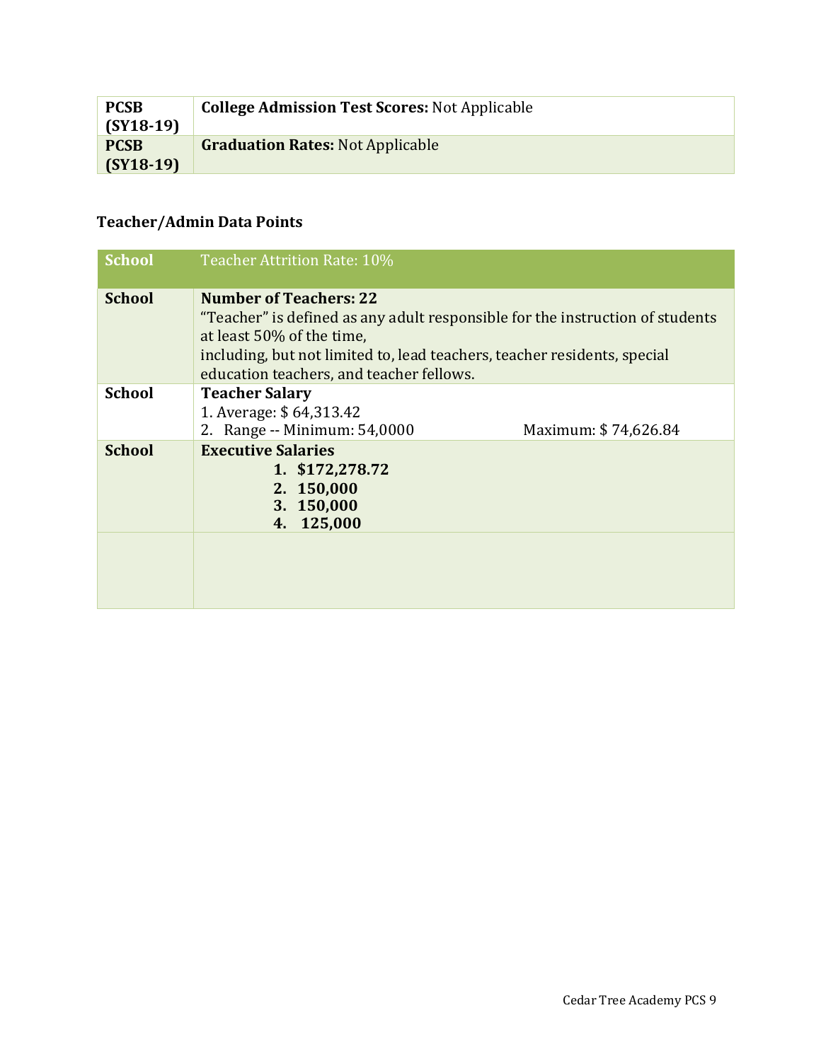| PCSB (SY18-19) | **College Admission Test Scores:** Not Applicable |
|---|---|
| PCSB (SY18-19) | **Graduation Rates:** Not Applicable |

### Teacher/Admin Data Points

| School | Teacher Attrition Rate: 10% |
|---|---|
| **School** | **Number of Teachers: 22**<br>"Teacher" is defined as any adult responsible for the instruction of students at least 50% of the time,<br>including, but not limited to, lead teachers, teacher residents, special education teachers, and teacher fellows. |
| **School** | **Teacher Salary**<br>1. Average: $ 64,313.42<br>2. Range -- Minimum: 54,0000 Maximum: $ 74,626.84 |
| **School** | **Executive Salaries**<br>1. **$172,278.72**<br>2. **150,000**<br>3. **150,000**<br>4. **125,000** |
| | |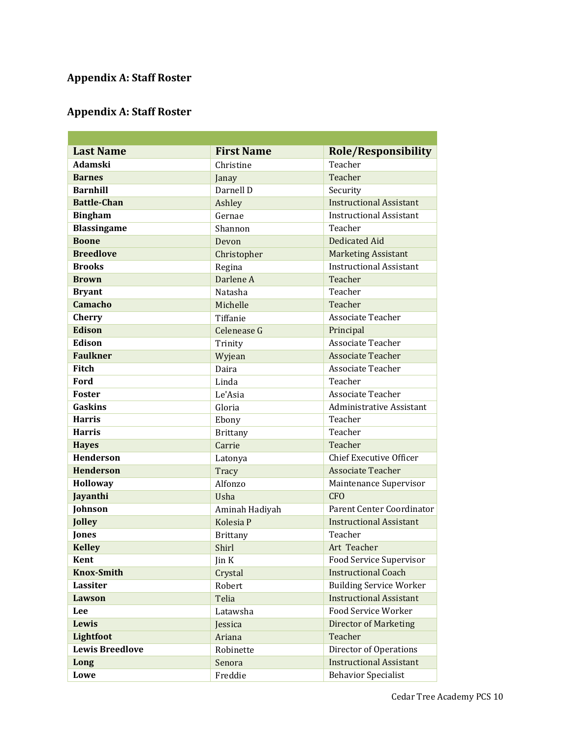## Appendix A: Staff Roster

## Appendix A: Staff Roster

| Last Name | First Name | Role/Responsibility |
|---|---|---|
| **Adamski** | Christine | Teacher |
| **Barnes** | Janay | Teacher |
| **Barnhill** | Darnell D | Security |
| **Battle-Chan** | Ashley | Instructional Assistant |
| **Bingham** | Gernae | Instructional Assistant |
| **Blassingame** | Shannon | Teacher |
| **Boone** | Devon | Dedicated Aid |
| **Breedlove** | Christopher | Marketing Assistant |
| **Brooks** | Regina | Instructional Assistant |
| **Brown** | Darlene A | Teacher |
| **Bryant** | Natasha | Teacher |
| **Camacho** | Michelle | Teacher |
| **Cherry** | Tiffanie | Associate Teacher |
| **Edison** | Celenease G | Principal |
| **Edison** | Trinity | Associate Teacher |
| **Faulkner** | Wyjean | Associate Teacher |
| **Fitch** | Daira | Associate Teacher |
| **Ford** | Linda | Teacher |
| **Foster** | Le'Asia | Associate Teacher |
| **Gaskins** | Gloria | Administrative Assistant |
| **Harris** | Ebony | Teacher |
| **Harris** | Brittany | Teacher |
| **Hayes** | Carrie | Teacher |
| **Henderson** | Latonya | Chief Executive Officer |
| **Henderson** | Tracy | Associate Teacher |
| **Holloway** | Alfonzo | Maintenance Supervisor |
| **Jayanthi** | Usha | CFO |
| **Johnson** | Aminah Hadiyah | Parent Center Coordinator |
| **Jolley** | Kolesia P | Instructional Assistant |
| **Jones** | Brittany | Teacher |
| **Kelley** | Shirl | Art Teacher |
| **Kent** | Jin K | Food Service Supervisor |
| **Knox-Smith** | Crystal | Instructional Coach |
| **Lassiter** | Robert | Building Service Worker |
| **Lawson** | Telia | Instructional Assistant |
| **Lee** | Latawsha | Food Service Worker |
| **Lewis** | Jessica | Director of Marketing |
| **Lightfoot** | Ariana | Teacher |
| **Lewis Breedlove** | Robinette | Director of Operations |
| **Long** | Senora | Instructional Assistant |
| **Lowe** | Freddie | Behavior Specialist |

Cedar Tree Academy PCS 10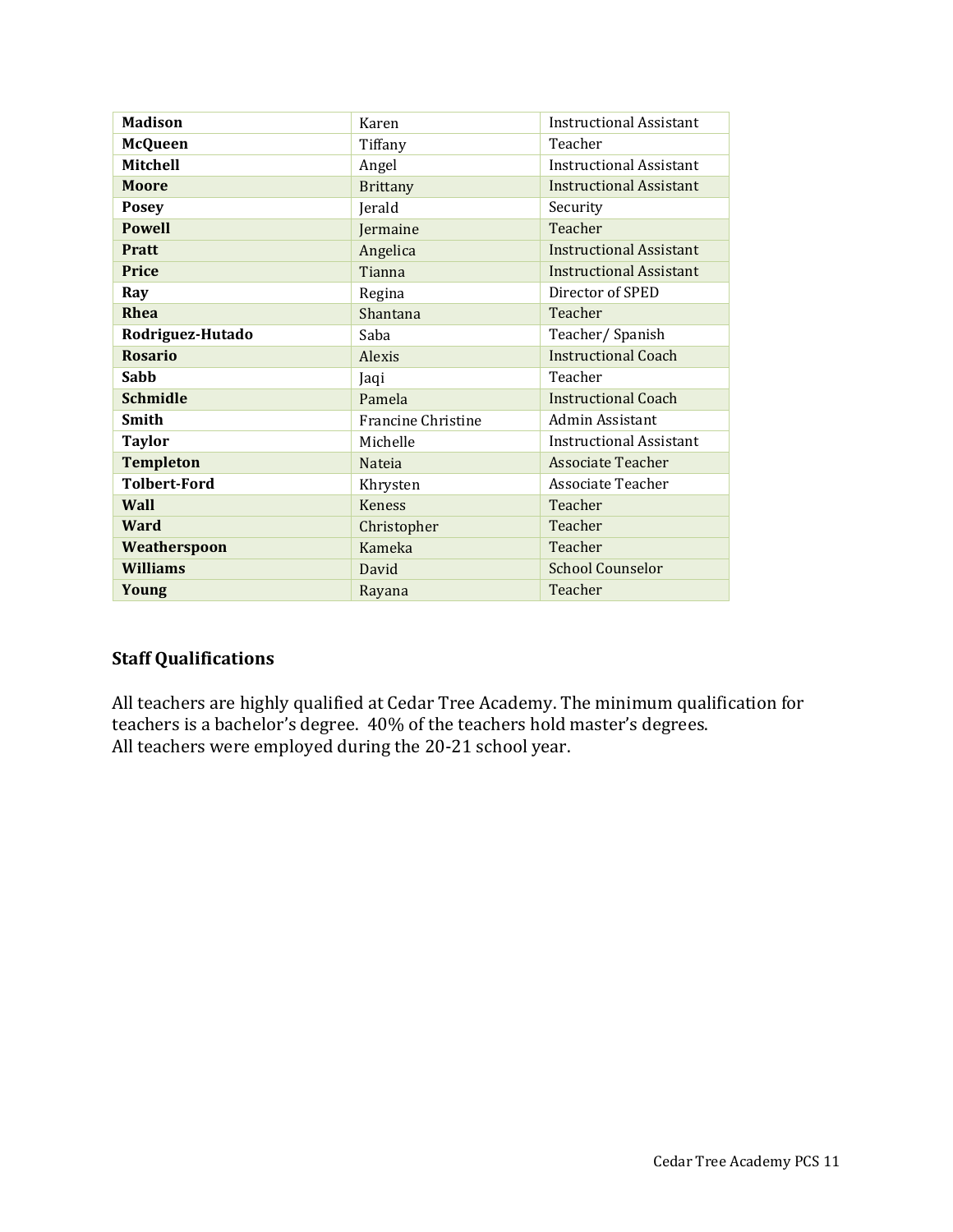| | | |
|---|---|---|
| **Madison** | Karen | Instructional Assistant |
| **McQueen** | Tiffany | Teacher |
| **Mitchell** | Angel | Instructional Assistant |
| **Moore** | Brittany | Instructional Assistant |
| **Posey** | Jerald | Security |
| **Powell** | Jermaine | Teacher |
| **Pratt** | Angelica | Instructional Assistant |
| **Price** | Tianna | Instructional Assistant |
| **Ray** | Regina | Director of SPED |
| **Rhea** | Shantana | Teacher |
| **Rodriguez-Hutado** | Saba | Teacher/ Spanish |
| **Rosario** | Alexis | Instructional Coach |
| **Sabb** | Jaqi | Teacher |
| **Schmidle** | Pamela | Instructional Coach |
| **Smith** | Francine Christine | Admin Assistant |
| **Taylor** | Michelle | Instructional Assistant |
| **Templeton** | Nateia | Associate Teacher |
| **Tolbert-Ford** | Khrysten | Associate Teacher |
| **Wall** | Keness | Teacher |
| **Ward** | Christopher | Teacher |
| **Weatherspoon** | Kameka | Teacher |
| **Williams** | David | School Counselor |
| **Young** | Rayana | Teacher |

## Staff Qualifications

All teachers are highly qualified at Cedar Tree Academy. The minimum qualification for teachers is a bachelor's degree. 40% of the teachers hold master's degrees.
All teachers were employed during the 20-21 school year.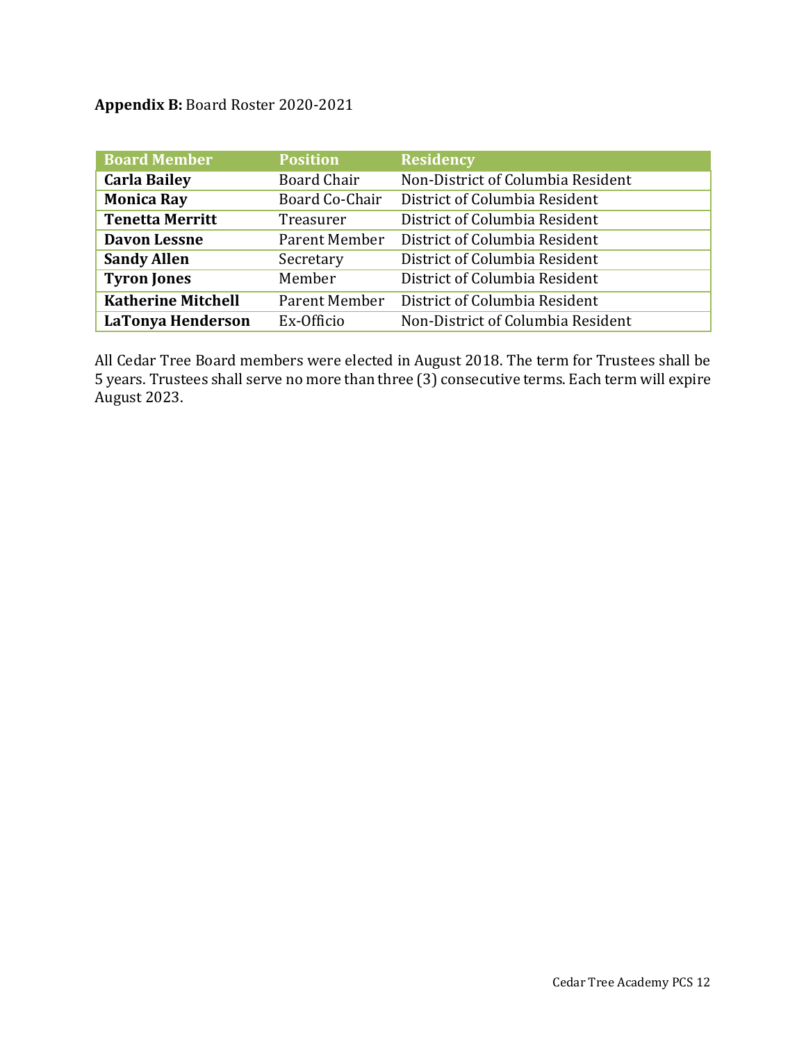**Appendix B:** Board Roster 2020-2021

| Board Member | Position | Residency |
| --- | --- | --- |
| **Carla Bailey** | Board Chair | Non-District of Columbia Resident |
| **Monica Ray** | Board Co-Chair | District of Columbia Resident |
| **Tenetta Merritt** | Treasurer | District of Columbia Resident |
| **Davon Lessne** | Parent Member | District of Columbia Resident |
| **Sandy Allen** | Secretary | District of Columbia Resident |
| **Tyron Jones** | Member | District of Columbia Resident |
| **Katherine Mitchell** | Parent Member | District of Columbia Resident |
| **LaTonya Henderson** | Ex-Officio | Non-District of Columbia Resident |

All Cedar Tree Board members were elected in August 2018. The term for Trustees shall be 5 years. Trustees shall serve no more than three (3) consecutive terms. Each term will expire August 2023.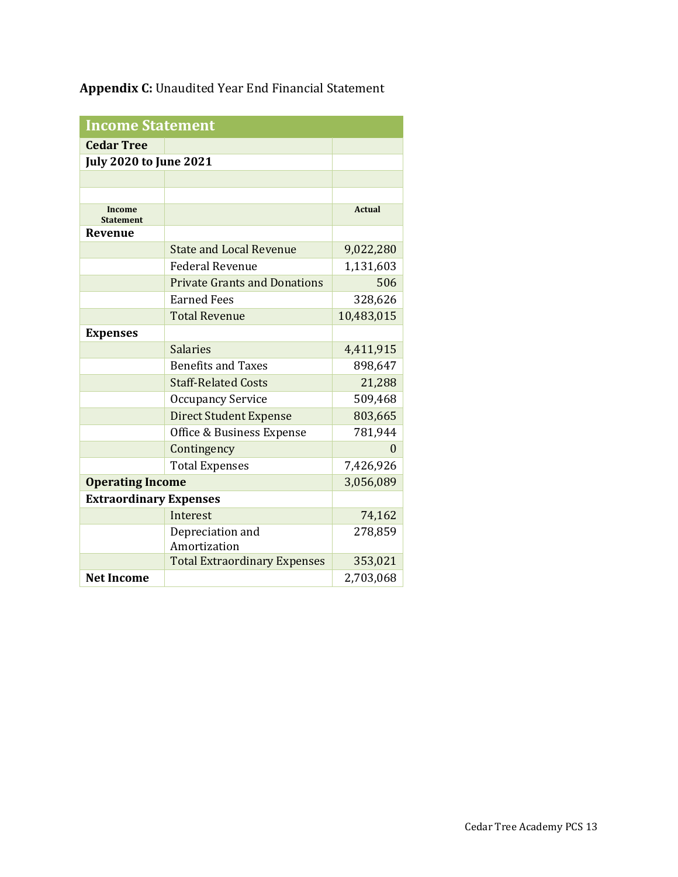**Appendix C:** Unaudited Year End Financial Statement

| Income Statement | | |
|---|---|---|
| **Cedar Tree** | | |
| **July 2020 to June 2021** | | |
| | | |
| | | |
| **Income Statement** | | **Actual** |
| **Revenue** | | |
| | State and Local Revenue | 9,022,280 |
| | Federal Revenue | 1,131,603 |
| | Private Grants and Donations | 506 |
| | Earned Fees | 328,626 |
| | Total Revenue | 10,483,015 |
| **Expenses** | | |
| | Salaries | 4,411,915 |
| | Benefits and Taxes | 898,647 |
| | Staff-Related Costs | 21,288 |
| | Occupancy Service | 509,468 |
| | Direct Student Expense | 803,665 |
| | Office & Business Expense | 781,944 |
| | Contingency | 0 |
| | Total Expenses | 7,426,926 |
| **Operating Income** | | 3,056,089 |
| **Extraordinary Expenses** | | |
| | Interest | 74,162 |
| | Depreciation and Amortization | 278,859 |
| | Total Extraordinary Expenses | 353,021 |
| **Net Income** | | 2,703,068 |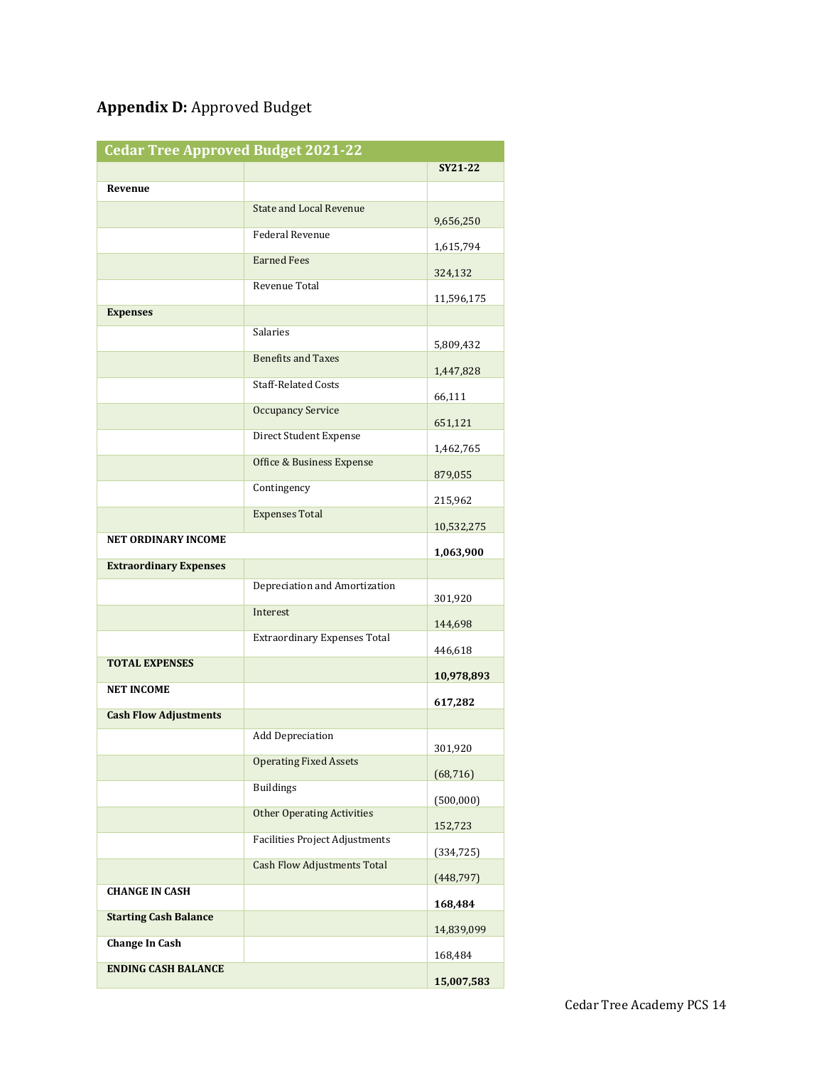## **Appendix D:** Approved Budget

| Cedar Tree Approved Budget 2021-22 | | |
|---|---|---|
| | | **SY21-22** |
| **Revenue** | | |
| | State and Local Revenue | 9,656,250 |
| | Federal Revenue | 1,615,794 |
| | Earned Fees | 324,132 |
| | Revenue Total | 11,596,175 |
| **Expenses** | | |
| | Salaries | 5,809,432 |
| | Benefits and Taxes | 1,447,828 |
| | Staff-Related Costs | 66,111 |
| | Occupancy Service | 651,121 |
| | Direct Student Expense | 1,462,765 |
| | Office & Business Expense | 879,055 |
| | Contingency | 215,962 |
| | Expenses Total | 10,532,275 |
| **NET ORDINARY INCOME** | | **1,063,900** |
| **Extraordinary Expenses** | | |
| | Depreciation and Amortization | 301,920 |
| | Interest | 144,698 |
| | Extraordinary Expenses Total | 446,618 |
| **TOTAL EXPENSES** | | **10,978,893** |
| **NET INCOME** | | **617,282** |
| **Cash Flow Adjustments** | | |
| | Add Depreciation | 301,920 |
| | Operating Fixed Assets | (68,716) |
| | Buildings | (500,000) |
| | Other Operating Activities | 152,723 |
| | Facilities Project Adjustments | (334,725) |
| | Cash Flow Adjustments Total | (448,797) |
| **CHANGE IN CASH** | | **168,484** |
| **Starting Cash Balance** | | 14,839,099 |
| **Change In Cash** | | 168,484 |
| **ENDING CASH BALANCE** | | **15,007,583** |